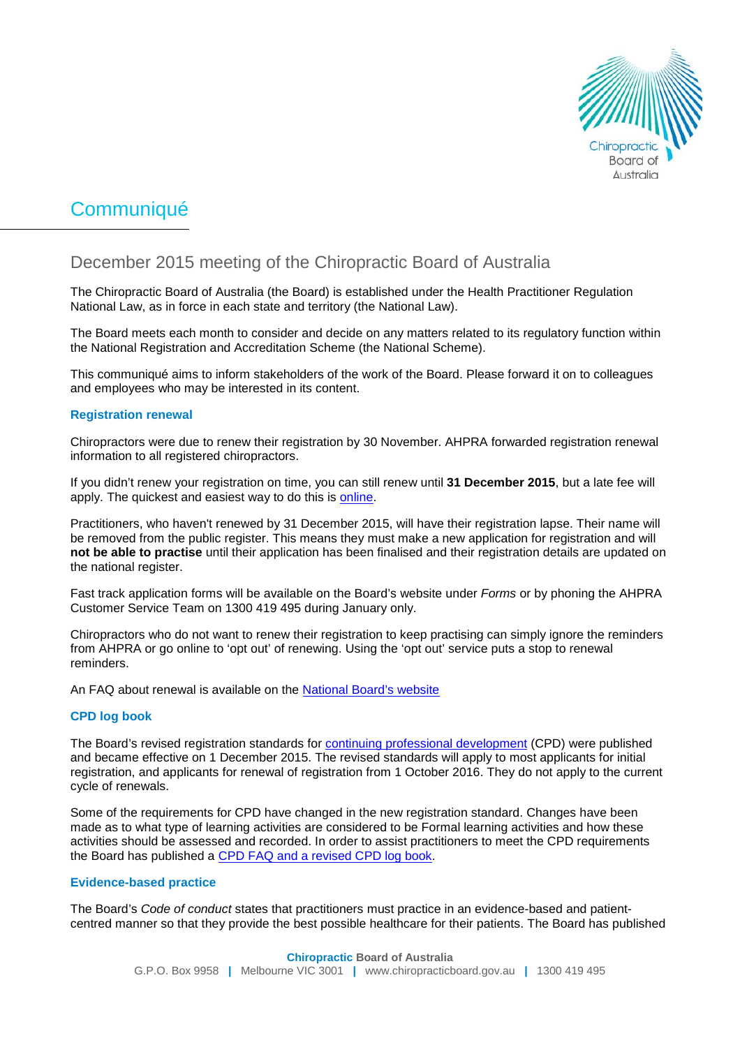# Communiqué

## December 2015 meeting of the Chiropractic Board of Australia

The Chiropractic Board of Australia (the Board) is established under the Health Practitioner Regulation National Law, as in force in each state and territory (the National Law).

The Board meets each month to consider and decide on any matters related to its regulatory function within the National Registration and Accreditation Scheme (the National Scheme).

This communiqué aims to inform stakeholders of the work of the Board. Please forward it on to colleagues and employees who may be interested in its content.

### Registration renewal

Chiropractors were due to renew their registration by 30 November. AHPRA forwarded registration renewal information to all registered chiropractors.

If you didn't renew your registration on time, you can still renew until **31 December 2015**, but a late fee will apply. The quickest and easiest way to do this is online.

Practitioners, who haven't renewed by 31 December 2015, will have their registration lapse. Their name will be removed from the public register. This means they must make a new application for registration and will **not be able to practise** until their application has been finalised and their registration details are updated on the national register.

Fast track application forms will be available on the Board's website under *Forms* or by phoning the AHPRA Customer Service Team on 1300 419 495 during January only.

Chiropractors who do not want to renew their registration to keep practising can simply ignore the reminders from AHPRA or go online to 'opt out' of renewing. Using the 'opt out' service puts a stop to renewal reminders.

An FAQ about renewal is available on the National Board's website

### CPD log book

The Board's revised registration standards for continuing professional development (CPD) were published and became effective on 1 December 2015. The revised standards will apply to most applicants for initial registration, and applicants for renewal of registration from 1 October 2016. They do not apply to the current cycle of renewals.

Some of the requirements for CPD have changed in the new registration standard. Changes have been made as to what type of learning activities are considered to be Formal learning activities and how these activities should be assessed and recorded. In order to assist practitioners to meet the CPD requirements the Board has published a CPD FAQ and a revised CPD log book.

### Evidence-based practice

The Board's *Code of conduct* states that practitioners must practice in an evidence-based and patient-centred manner so that they provide the best possible healthcare for their patients. The Board has published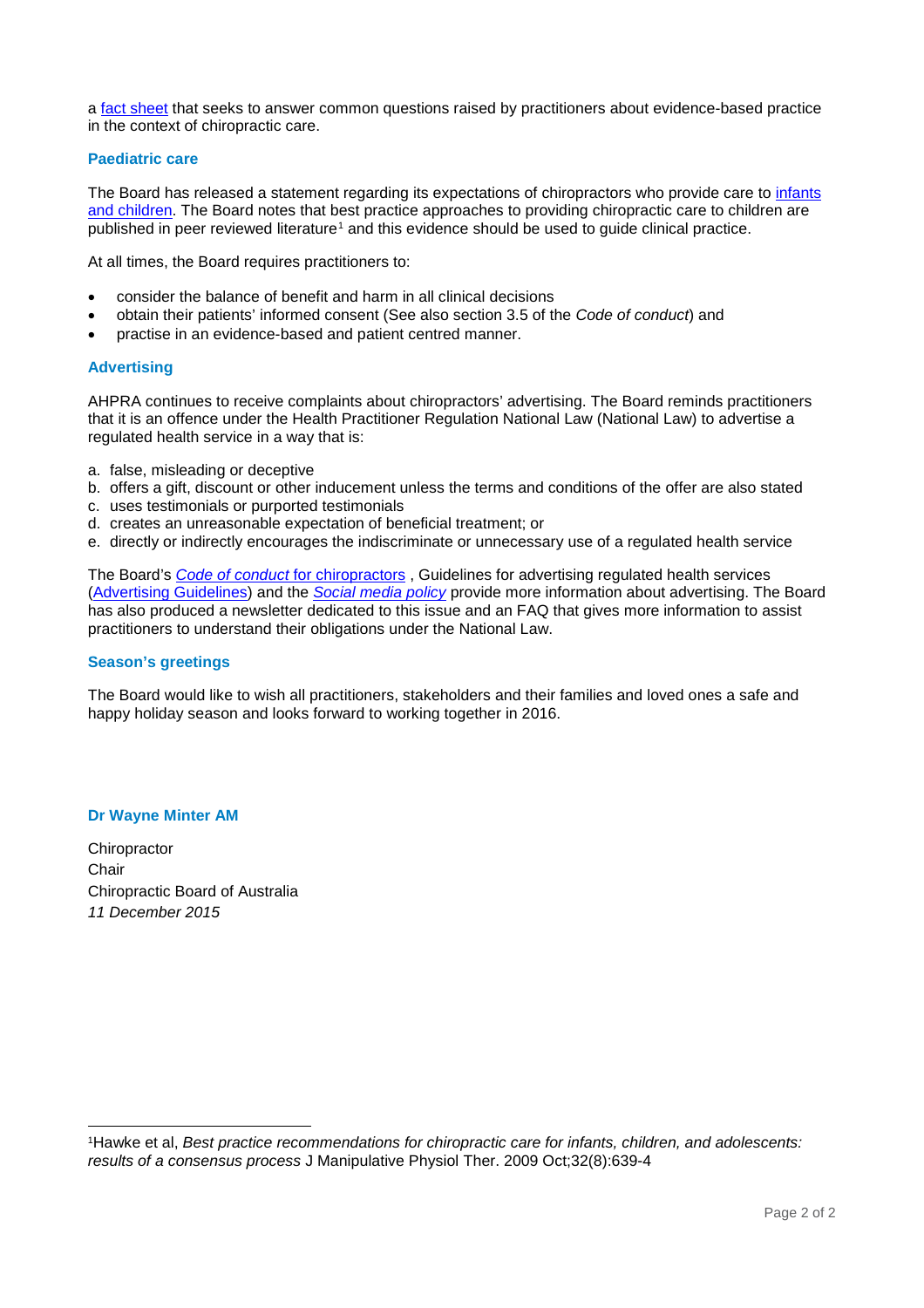a fact sheet that seeks to answer common questions raised by practitioners about evidence-based practice in the context of chiropractic care.

### Paediatric care

The Board has released a statement regarding its expectations of chiropractors who provide care to infants and children. The Board notes that best practice approaches to providing chiropractic care to children are published in peer reviewed literature[1] and this evidence should be used to guide clinical practice.

At all times, the Board requires practitioners to:

- consider the balance of benefit and harm in all clinical decisions
- obtain their patients' informed consent (See also section 3.5 of the *Code of conduct*) and
- practise in an evidence-based and patient centred manner.

### Advertising

AHPRA continues to receive complaints about chiropractors' advertising. The Board reminds practitioners that it is an offence under the Health Practitioner Regulation National Law (National Law) to advertise a regulated health service in a way that is:

a. false, misleading or deceptive
b. offers a gift, discount or other inducement unless the terms and conditions of the offer are also stated
c. uses testimonials or purported testimonials
d. creates an unreasonable expectation of beneficial treatment; or
e. directly or indirectly encourages the indiscriminate or unnecessary use of a regulated health service

The Board's *Code of conduct* for chiropractors , Guidelines for advertising regulated health services (Advertising Guidelines) and the *Social media policy* provide more information about advertising. The Board has also produced a newsletter dedicated to this issue and an FAQ that gives more information to assist practitioners to understand their obligations under the National Law.

### Season's greetings

The Board would like to wish all practitioners, stakeholders and their families and loved ones a safe and happy holiday season and looks forward to working together in 2016.

**Dr Wayne Minter AM**

Chiropractor
Chair
Chiropractic Board of Australia
*11 December 2015*

---

[1]Hawke et al, *Best practice recommendations for chiropractic care for infants, children, and adolescents: results of a consensus process* J Manipulative Physiol Ther. 2009 Oct;32(8):639-4